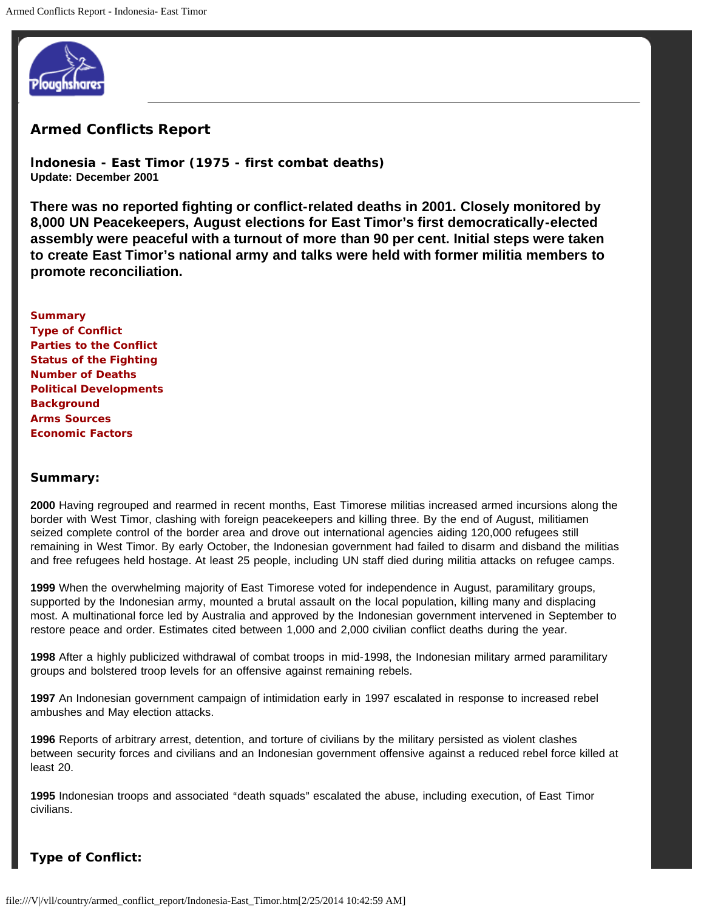# Armed Conflicts Report

### Indonesia - East Timor (1975 - first combat deaths)

**Update: December 2001**

**There was no reported fighting or conflict-related deaths in 2001. Closely monitored by 8,000 UN Peacekeepers, August elections for East Timor's first democratically-elected assembly were peaceful with a turnout of more than 90 per cent. Initial steps were taken to create East Timor's national army and talks were held with former militia members to promote reconciliation.**

- Summary
- Type of Conflict
- Parties to the Conflict
- Status of the Fighting
- Number of Deaths
- Political Developments
- Background
- Arms Sources
- Economic Factors

## Summary:

**2000** Having regrouped and rearmed in recent months, East Timorese militias increased armed incursions along the border with West Timor, clashing with foreign peacekeepers and killing three. By the end of August, militiamen seized complete control of the border area and drove out international agencies aiding 120,000 refugees still remaining in West Timor. By early October, the Indonesian government had failed to disarm and disband the militias and free refugees held hostage. At least 25 people, including UN staff died during militia attacks on refugee camps.

**1999** When the overwhelming majority of East Timorese voted for independence in August, paramilitary groups, supported by the Indonesian army, mounted a brutal assault on the local population, killing many and displacing most. A multinational force led by Australia and approved by the Indonesian government intervened in September to restore peace and order. Estimates cited between 1,000 and 2,000 civilian conflict deaths during the year.

**1998** After a highly publicized withdrawal of combat troops in mid-1998, the Indonesian military armed paramilitary groups and bolstered troop levels for an offensive against remaining rebels.

**1997** An Indonesian government campaign of intimidation early in 1997 escalated in response to increased rebel ambushes and May election attacks.

**1996** Reports of arbitrary arrest, detention, and torture of civilians by the military persisted as violent clashes between security forces and civilians and an Indonesian government offensive against a reduced rebel force killed at least 20.

**1995** Indonesian troops and associated "death squads" escalated the abuse, including execution, of East Timor civilians.

## Type of Conflict: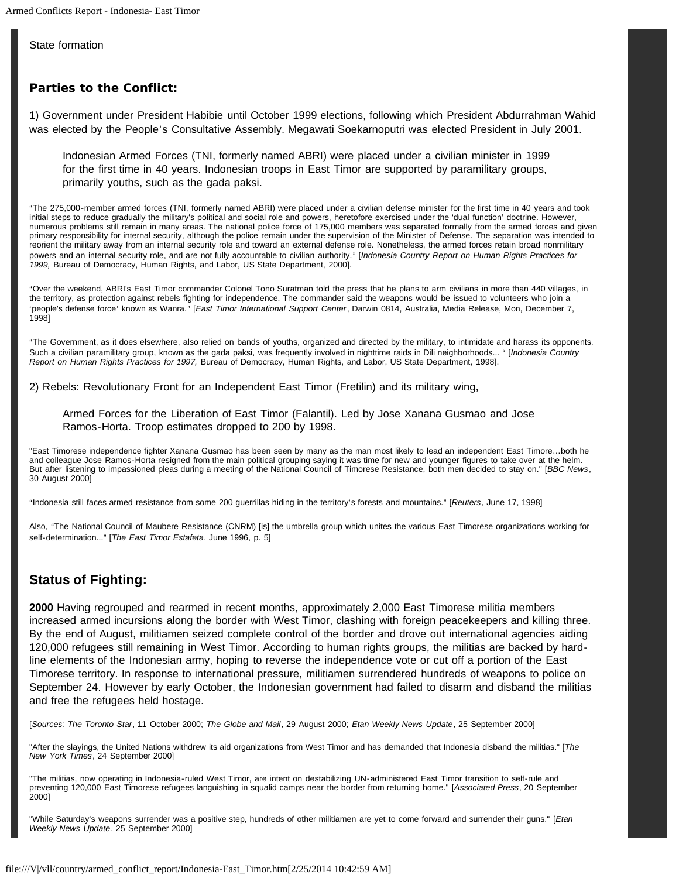State formation

### Parties to the Conflict:

1) Government under President Habibie until October 1999 elections, following which President Abdurrahman Wahid was elected by the People's Consultative Assembly. Megawati Soekarnoputri was elected President in July 2001.

> Indonesian Armed Forces (TNI, formerly named ABRI) were placed under a civilian minister in 1999 for the first time in 40 years. Indonesian troops in East Timor are supported by paramilitary groups, primarily youths, such as the gada paksi.

"The 275,000-member armed forces (TNI, formerly named ABRI) were placed under a civilian defense minister for the first time in 40 years and took initial steps to reduce gradually the military's political and social role and powers, heretofore exercised under the 'dual function' doctrine. However, numerous problems still remain in many areas. The national police force of 175,000 members was separated formally from the armed forces and given primary responsibility for internal security, although the police remain under the supervision of the Minister of Defense. The separation was intended to reorient the military away from an internal security role and toward an external defense role. Nonetheless, the armed forces retain broad nonmilitary powers and an internal security role, and are not fully accountable to civilian authority." [*Indonesia Country Report on Human Rights Practices for 1999,* Bureau of Democracy, Human Rights, and Labor, US State Department, 2000].

"Over the weekend, ABRI's East Timor commander Colonel Tono Suratman told the press that he plans to arm civilians in more than 440 villages, in the territory, as protection against rebels fighting for independence. The commander said the weapons would be issued to volunteers who join a 'people's defense force' known as Wanra." [*East Timor International Support Center*, Darwin 0814, Australia, Media Release, Mon, December 7, 1998]

"The Government, as it does elsewhere, also relied on bands of youths, organized and directed by the military, to intimidate and harass its opponents. Such a civilian paramilitary group, known as the gada paksi, was frequently involved in nighttime raids in Dili neighborhoods... " [*Indonesia Country Report on Human Rights Practices for 1997,* Bureau of Democracy, Human Rights, and Labor, US State Department, 1998].

2) Rebels: Revolutionary Front for an Independent East Timor (Fretilin) and its military wing,

> Armed Forces for the Liberation of East Timor (Falantil). Led by Jose Xanana Gusmao and Jose Ramos-Horta. Troop estimates dropped to 200 by 1998.

"East Timorese independence fighter Xanana Gusmao has been seen by many as the man most likely to lead an independent East Timore…both he and colleague Jose Ramos-Horta resigned from the main political grouping saying it was time for new and younger figures to take over at the helm. But after listening to impassioned pleas during a meeting of the National Council of Timorese Resistance, both men decided to stay on." [*BBC News*, 30 August 2000]

"Indonesia still faces armed resistance from some 200 guerrillas hiding in the territory's forests and mountains." [*Reuters*, June 17, 1998]

Also, "The National Council of Maubere Resistance (CNRM) [is] the umbrella group which unites the various East Timorese organizations working for self-determination..." [*The East Timor Estafeta*, June 1996, p. 5]

## Status of Fighting:

**2000** Having regrouped and rearmed in recent months, approximately 2,000 East Timorese militia members increased armed incursions along the border with West Timor, clashing with foreign peacekeepers and killing three. By the end of August, militiamen seized complete control of the border and drove out international agencies aiding 120,000 refugees still remaining in West Timor. According to human rights groups, the militias are backed by hard-line elements of the Indonesian army, hoping to reverse the independence vote or cut off a portion of the East Timorese territory. In response to international pressure, militiamen surrendered hundreds of weapons to police on September 24. However by early October, the Indonesian government had failed to disarm and disband the militias and free the refugees held hostage.

[*Sources: The Toronto Star*, 11 October 2000; *The Globe and Mail*, 29 August 2000; *Etan Weekly News Update*, 25 September 2000]

"After the slayings, the United Nations withdrew its aid organizations from West Timor and has demanded that Indonesia disband the militias." [*The New York Times*, 24 September 2000]

"The militias, now operating in Indonesia-ruled West Timor, are intent on destabilizing UN-administered East Timor transition to self-rule and preventing 120,000 East Timorese refugees languishing in squalid camps near the border from returning home." [*Associated Press*, 20 September 2000]

"While Saturday's weapons surrender was a positive step, hundreds of other militiamen are yet to come forward and surrender their guns." [*Etan Weekly News Update*, 25 September 2000]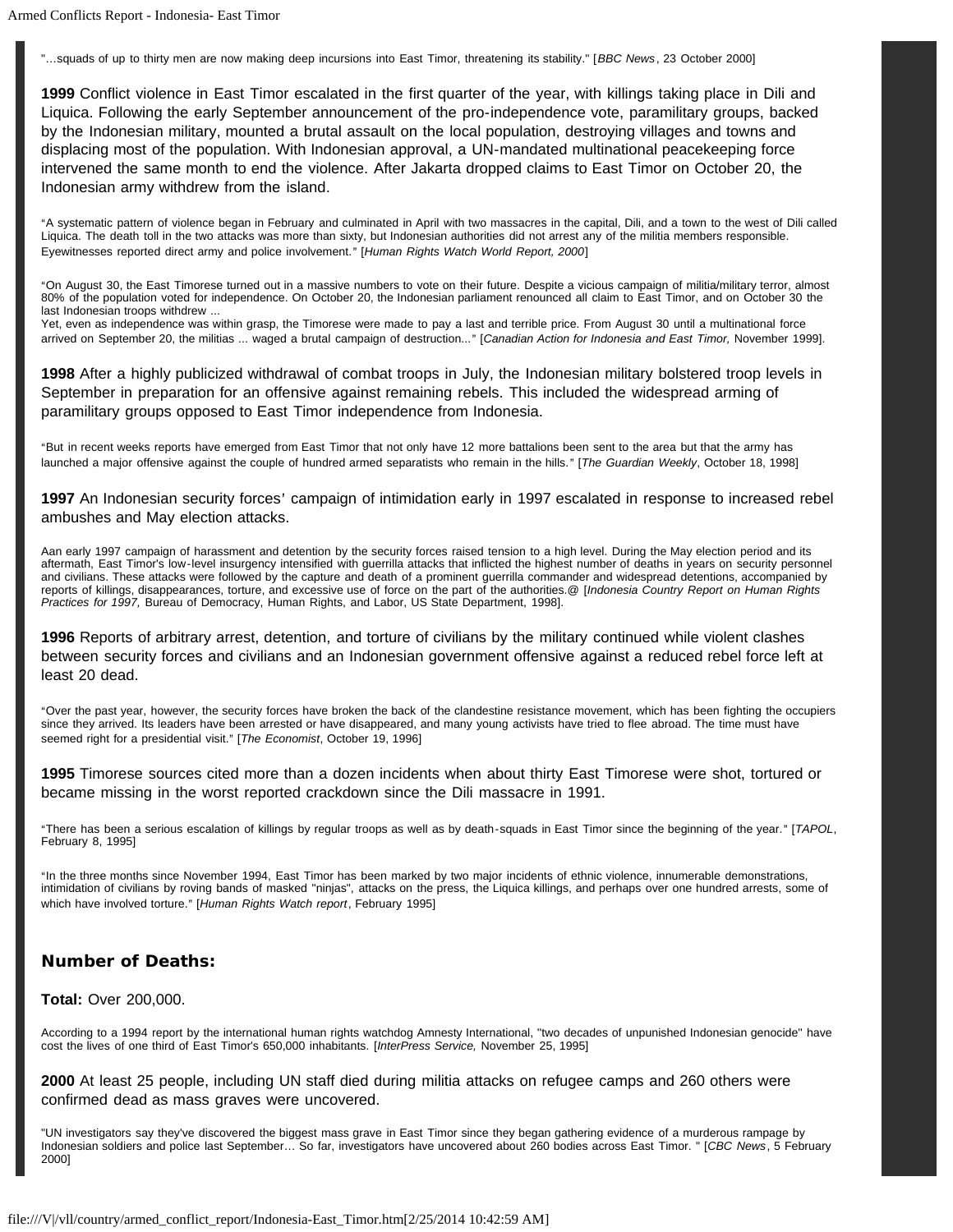"…squads of up to thirty men are now making deep incursions into East Timor, threatening its stability." [*BBC News*, 23 October 2000]

**1999** Conflict violence in East Timor escalated in the first quarter of the year, with killings taking place in Dili and Liquica. Following the early September announcement of the pro-independence vote, paramilitary groups, backed by the Indonesian military, mounted a brutal assault on the local population, destroying villages and towns and displacing most of the population. With Indonesian approval, a UN-mandated multinational peacekeeping force intervened the same month to end the violence. After Jakarta dropped claims to East Timor on October 20, the Indonesian army withdrew from the island.

"A systematic pattern of violence began in February and culminated in April with two massacres in the capital, Dili, and a town to the west of Dili called Liquica. The death toll in the two attacks was more than sixty, but Indonesian authorities did not arrest any of the militia members responsible. Eyewitnesses reported direct army and police involvement." [*Human Rights Watch World Report, 2000*]

"On August 30, the East Timorese turned out in a massive numbers to vote on their future. Despite a vicious campaign of militia/military terror, almost 80% of the population voted for independence. On October 20, the Indonesian parliament renounced all claim to East Timor, and on October 30 the last Indonesian troops withdrew ...
Yet, even as independence was within grasp, the Timorese were made to pay a last and terrible price. From August 30 until a multinational force arrived on September 20, the militias ... waged a brutal campaign of destruction..." [*Canadian Action for Indonesia and East Timor,* November 1999].

**1998** After a highly publicized withdrawal of combat troops in July, the Indonesian military bolstered troop levels in September in preparation for an offensive against remaining rebels. This included the widespread arming of paramilitary groups opposed to East Timor independence from Indonesia.

"But in recent weeks reports have emerged from East Timor that not only have 12 more battalions been sent to the area but that the army has launched a major offensive against the couple of hundred armed separatists who remain in the hills." [*The Guardian Weekly*, October 18, 1998]

**1997** An Indonesian security forces' campaign of intimidation early in 1997 escalated in response to increased rebel ambushes and May election attacks.

Aan early 1997 campaign of harassment and detention by the security forces raised tension to a high level. During the May election period and its aftermath, East Timor's low-level insurgency intensified with guerrilla attacks that inflicted the highest number of deaths in years on security personnel and civilians. These attacks were followed by the capture and death of a prominent guerrilla commander and widespread detentions, accompanied by reports of killings, disappearances, torture, and excessive use of force on the part of the authorities.@ [*Indonesia Country Report on Human Rights Practices for 1997,* Bureau of Democracy, Human Rights, and Labor, US State Department, 1998].

**1996** Reports of arbitrary arrest, detention, and torture of civilians by the military continued while violent clashes between security forces and civilians and an Indonesian government offensive against a reduced rebel force left at least 20 dead.

"Over the past year, however, the security forces have broken the back of the clandestine resistance movement, which has been fighting the occupiers since they arrived. Its leaders have been arrested or have disappeared, and many young activists have tried to flee abroad. The time must have seemed right for a presidential visit." [*The Economist*, October 19, 1996]

**1995** Timorese sources cited more than a dozen incidents when about thirty East Timorese were shot, tortured or became missing in the worst reported crackdown since the Dili massacre in 1991.

"There has been a serious escalation of killings by regular troops as well as by death-squads in East Timor since the beginning of the year." [*TAPOL*, February 8, 1995]

"In the three months since November 1994, East Timor has been marked by two major incidents of ethnic violence, innumerable demonstrations, intimidation of civilians by roving bands of masked "ninjas", attacks on the press, the Liquica killings, and perhaps over one hundred arrests, some of which have involved torture." [*Human Rights Watch report*, February 1995]

## Number of Deaths:

**Total:** Over 200,000.

According to a 1994 report by the international human rights watchdog Amnesty International, "two decades of unpunished Indonesian genocide" have cost the lives of one third of East Timor's 650,000 inhabitants. [*InterPress Service,* November 25, 1995]

**2000** At least 25 people, including UN staff died during militia attacks on refugee camps and 260 others were confirmed dead as mass graves were uncovered.

"UN investigators say they've discovered the biggest mass grave in East Timor since they began gathering evidence of a murderous rampage by Indonesian soldiers and police last September… So far, investigators have uncovered about 260 bodies across East Timor. " [*CBC News*, 5 February 2000]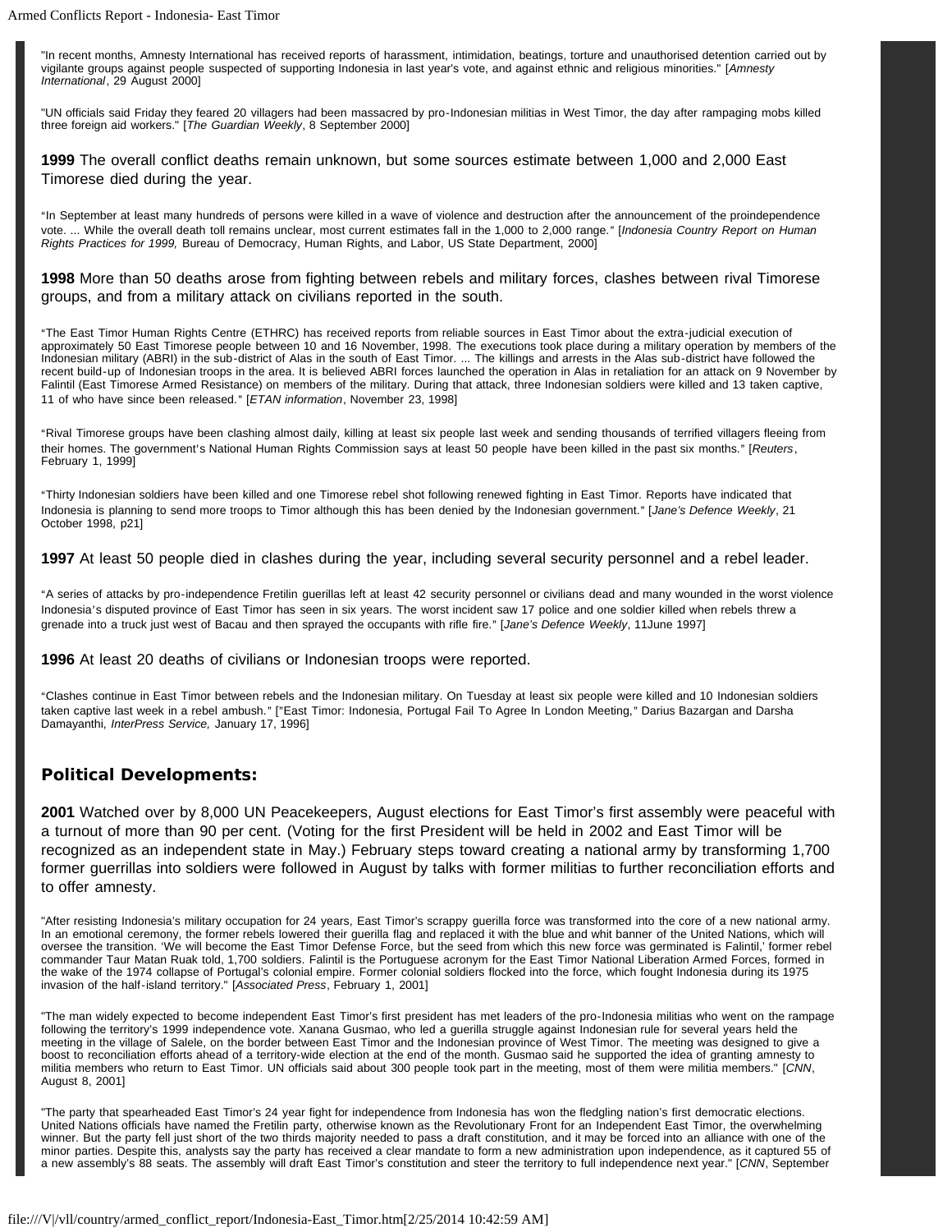"In recent months, Amnesty International has received reports of harassment, intimidation, beatings, torture and unauthorised detention carried out by vigilante groups against people suspected of supporting Indonesia in last year's vote, and against ethnic and religious minorities." [*Amnesty International*, 29 August 2000]

"UN officials said Friday they feared 20 villagers had been massacred by pro-Indonesian militias in West Timor, the day after rampaging mobs killed three foreign aid workers." [*The Guardian Weekly*, 8 September 2000]

**1999** The overall conflict deaths remain unknown, but some sources estimate between 1,000 and 2,000 East Timorese died during the year.

"In September at least many hundreds of persons were killed in a wave of violence and destruction after the announcement of the proindependence vote. ... While the overall death toll remains unclear, most current estimates fall in the 1,000 to 2,000 range." [*Indonesia Country Report on Human Rights Practices for 1999,* Bureau of Democracy, Human Rights, and Labor, US State Department, 2000]

**1998** More than 50 deaths arose from fighting between rebels and military forces, clashes between rival Timorese groups, and from a military attack on civilians reported in the south.

"The East Timor Human Rights Centre (ETHRC) has received reports from reliable sources in East Timor about the extra-judicial execution of approximately 50 East Timorese people between 10 and 16 November, 1998. The executions took place during a military operation by members of the Indonesian military (ABRI) in the sub-district of Alas in the south of East Timor. ... The killings and arrests in the Alas sub-district have followed the recent build-up of Indonesian troops in the area. It is believed ABRI forces launched the operation in Alas in retaliation for an attack on 9 November by Falintil (East Timorese Armed Resistance) on members of the military. During that attack, three Indonesian soldiers were killed and 13 taken captive, 11 of who have since been released." [*ETAN information*, November 23, 1998]

"Rival Timorese groups have been clashing almost daily, killing at least six people last week and sending thousands of terrified villagers fleeing from their homes. The government's National Human Rights Commission says at least 50 people have been killed in the past six months." [*Reuters*, February 1, 1999]

"Thirty Indonesian soldiers have been killed and one Timorese rebel shot following renewed fighting in East Timor. Reports have indicated that Indonesia is planning to send more troops to Timor although this has been denied by the Indonesian government." [*Jane's Defence Weekly*, 21 October 1998, p21]

**1997** At least 50 people died in clashes during the year, including several security personnel and a rebel leader.

"A series of attacks by pro-independence Fretilin guerillas left at least 42 security personnel or civilians dead and many wounded in the worst violence Indonesia's disputed province of East Timor has seen in six years. The worst incident saw 17 police and one soldier killed when rebels threw a grenade into a truck just west of Bacau and then sprayed the occupants with rifle fire." [*Jane's Defence Weekly*, 11June 1997]

**1996** At least 20 deaths of civilians or Indonesian troops were reported.

"Clashes continue in East Timor between rebels and the Indonesian military. On Tuesday at least six people were killed and 10 Indonesian soldiers taken captive last week in a rebel ambush." ["East Timor: Indonesia, Portugal Fail To Agree In London Meeting," Darius Bazargan and Darsha Damayanthi, *InterPress Service,* January 17, 1996]

## Political Developments:

**2001** Watched over by 8,000 UN Peacekeepers, August elections for East Timor's first assembly were peaceful with a turnout of more than 90 per cent. (Voting for the first President will be held in 2002 and East Timor will be recognized as an independent state in May.) February steps toward creating a national army by transforming 1,700 former guerrillas into soldiers were followed in August by talks with former militias to further reconciliation efforts and to offer amnesty.

"After resisting Indonesia's military occupation for 24 years, East Timor's scrappy guerilla force was transformed into the core of a new national army. In an emotional ceremony, the former rebels lowered their guerilla flag and replaced it with the blue and whit banner of the United Nations, which will oversee the transition. 'We will become the East Timor Defense Force, but the seed from which this new force was germinated is Falintil,' former rebel commander Taur Matan Ruak told, 1,700 soldiers. Falintil is the Portuguese acronym for the East Timor National Liberation Armed Forces, formed in the wake of the 1974 collapse of Portugal's colonial empire. Former colonial soldiers flocked into the force, which fought Indonesia during its 1975 invasion of the half-island territory." [*Associated Press*, February 1, 2001]

"The man widely expected to become independent East Timor's first president has met leaders of the pro-Indonesia militias who went on the rampage following the territory's 1999 independence vote. Xanana Gusmao, who led a guerilla struggle against Indonesian rule for several years held the meeting in the village of Salele, on the border between East Timor and the Indonesian province of West Timor. The meeting was designed to give a boost to reconciliation efforts ahead of a territory-wide election at the end of the month. Gusmao said he supported the idea of granting amnesty to militia members who return to East Timor. UN officials said about 300 people took part in the meeting, most of them were militia members." [*CNN*, August 8, 2001]

"The party that spearheaded East Timor's 24 year fight for independence from Indonesia has won the fledgling nation's first democratic elections. United Nations officials have named the Fretilin party, otherwise known as the Revolutionary Front for an Independent East Timor, the overwhelming winner. But the party fell just short of the two thirds majority needed to pass a draft constitution, and it may be forced into an alliance with one of the minor parties. Despite this, analysts say the party has received a clear mandate to form a new administration upon independence, as it captured 55 of a new assembly's 88 seats. The assembly will draft East Timor's constitution and steer the territory to full independence next year." [*CNN*, September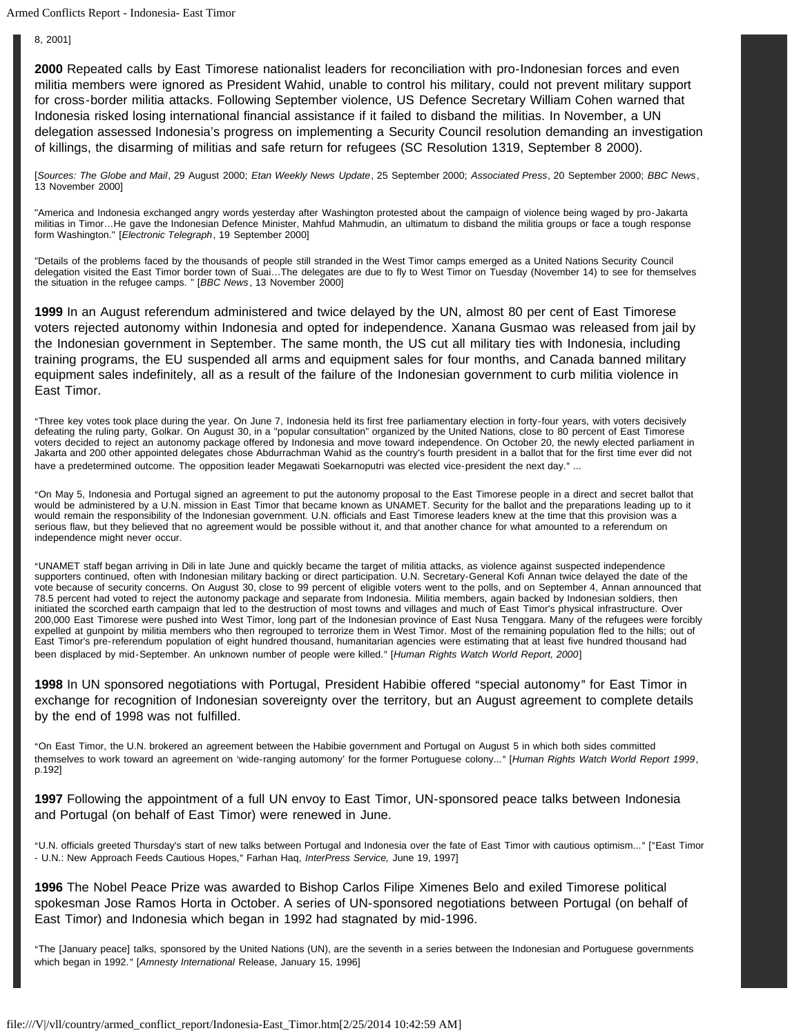8, 2001]

**2000** Repeated calls by East Timorese nationalist leaders for reconciliation with pro-Indonesian forces and even militia members were ignored as President Wahid, unable to control his military, could not prevent military support for cross-border militia attacks. Following September violence, US Defence Secretary William Cohen warned that Indonesia risked losing international financial assistance if it failed to disband the militias. In November, a UN delegation assessed Indonesia's progress on implementing a Security Council resolution demanding an investigation of killings, the disarming of militias and safe return for refugees (SC Resolution 1319, September 8 2000).

[*Sources: The Globe and Mail*, 29 August 2000; *Etan Weekly News Update*, 25 September 2000; *Associated Press*, 20 September 2000; *BBC News*, 13 November 2000]

"America and Indonesia exchanged angry words yesterday after Washington protested about the campaign of violence being waged by pro-Jakarta militias in Timor…He gave the Indonesian Defence Minister, Mahfud Mahmudin, an ultimatum to disband the militia groups or face a tough response form Washington." [*Electronic Telegraph*, 19 September 2000]

"Details of the problems faced by the thousands of people still stranded in the West Timor camps emerged as a United Nations Security Council delegation visited the East Timor border town of Suai…The delegates are due to fly to West Timor on Tuesday (November 14) to see for themselves the situation in the refugee camps. " [*BBC News*, 13 November 2000]

**1999** In an August referendum administered and twice delayed by the UN, almost 80 per cent of East Timorese voters rejected autonomy within Indonesia and opted for independence. Xanana Gusmao was released from jail by the Indonesian government in September. The same month, the US cut all military ties with Indonesia, including training programs, the EU suspended all arms and equipment sales for four months, and Canada banned military equipment sales indefinitely, all as a result of the failure of the Indonesian government to curb militia violence in East Timor.

"Three key votes took place during the year. On June 7, Indonesia held its first free parliamentary election in forty-four years, with voters decisively defeating the ruling party, Golkar. On August 30, in a "popular consultation" organized by the United Nations, close to 80 percent of East Timorese voters decided to reject an autonomy package offered by Indonesia and move toward independence. On October 20, the newly elected parliament in Jakarta and 200 other appointed delegates chose Abdurrachman Wahid as the country's fourth president in a ballot that for the first time ever did not have a predetermined outcome. The opposition leader Megawati Soekarnoputri was elected vice-president the next day." ...

"On May 5, Indonesia and Portugal signed an agreement to put the autonomy proposal to the East Timorese people in a direct and secret ballot that would be administered by a U.N. mission in East Timor that became known as UNAMET. Security for the ballot and the preparations leading up to it would remain the responsibility of the Indonesian government. U.N. officials and East Timorese leaders knew at the time that this provision was a serious flaw, but they believed that no agreement would be possible without it, and that another chance for what amounted to a referendum on independence might never occur.

"UNAMET staff began arriving in Dili in late June and quickly became the target of militia attacks, as violence against suspected independence supporters continued, often with Indonesian military backing or direct participation. U.N. Secretary-General Kofi Annan twice delayed the date of the vote because of security concerns. On August 30, close to 99 percent of eligible voters went to the polls, and on September 4, Annan announced that 78.5 percent had voted to reject the autonomy package and separate from Indonesia. Militia members, again backed by Indonesian soldiers, then initiated the scorched earth campaign that led to the destruction of most towns and villages and much of East Timor's physical infrastructure. Over 200,000 East Timorese were pushed into West Timor, long part of the Indonesian province of East Nusa Tenggara. Many of the refugees were forcibly expelled at gunpoint by militia members who then regrouped to terrorize them in West Timor. Most of the remaining population fled to the hills; out of East Timor's pre-referendum population of eight hundred thousand, humanitarian agencies were estimating that at least five hundred thousand had been displaced by mid-September. An unknown number of people were killed." [*Human Rights Watch World Report, 2000*]

**1998** In UN sponsored negotiations with Portugal, President Habibie offered "special autonomy" for East Timor in exchange for recognition of Indonesian sovereignty over the territory, but an August agreement to complete details by the end of 1998 was not fulfilled.

"On East Timor, the U.N. brokered an agreement between the Habibie government and Portugal on August 5 in which both sides committed themselves to work toward an agreement on 'wide-ranging automony' for the former Portuguese colony..." [*Human Rights Watch World Report 1999*, p.192]

**1997** Following the appointment of a full UN envoy to East Timor, UN-sponsored peace talks between Indonesia and Portugal (on behalf of East Timor) were renewed in June.

"U.N. officials greeted Thursday's start of new talks between Portugal and Indonesia over the fate of East Timor with cautious optimism..." ["East Timor - U.N.: New Approach Feeds Cautious Hopes," Farhan Haq, *InterPress Service,* June 19, 1997]

**1996** The Nobel Peace Prize was awarded to Bishop Carlos Filipe Ximenes Belo and exiled Timorese political spokesman Jose Ramos Horta in October. A series of UN-sponsored negotiations between Portugal (on behalf of East Timor) and Indonesia which began in 1992 had stagnated by mid-1996.

"The [January peace] talks, sponsored by the United Nations (UN), are the seventh in a series between the Indonesian and Portuguese governments which began in 1992." [*Amnesty International* Release, January 15, 1996]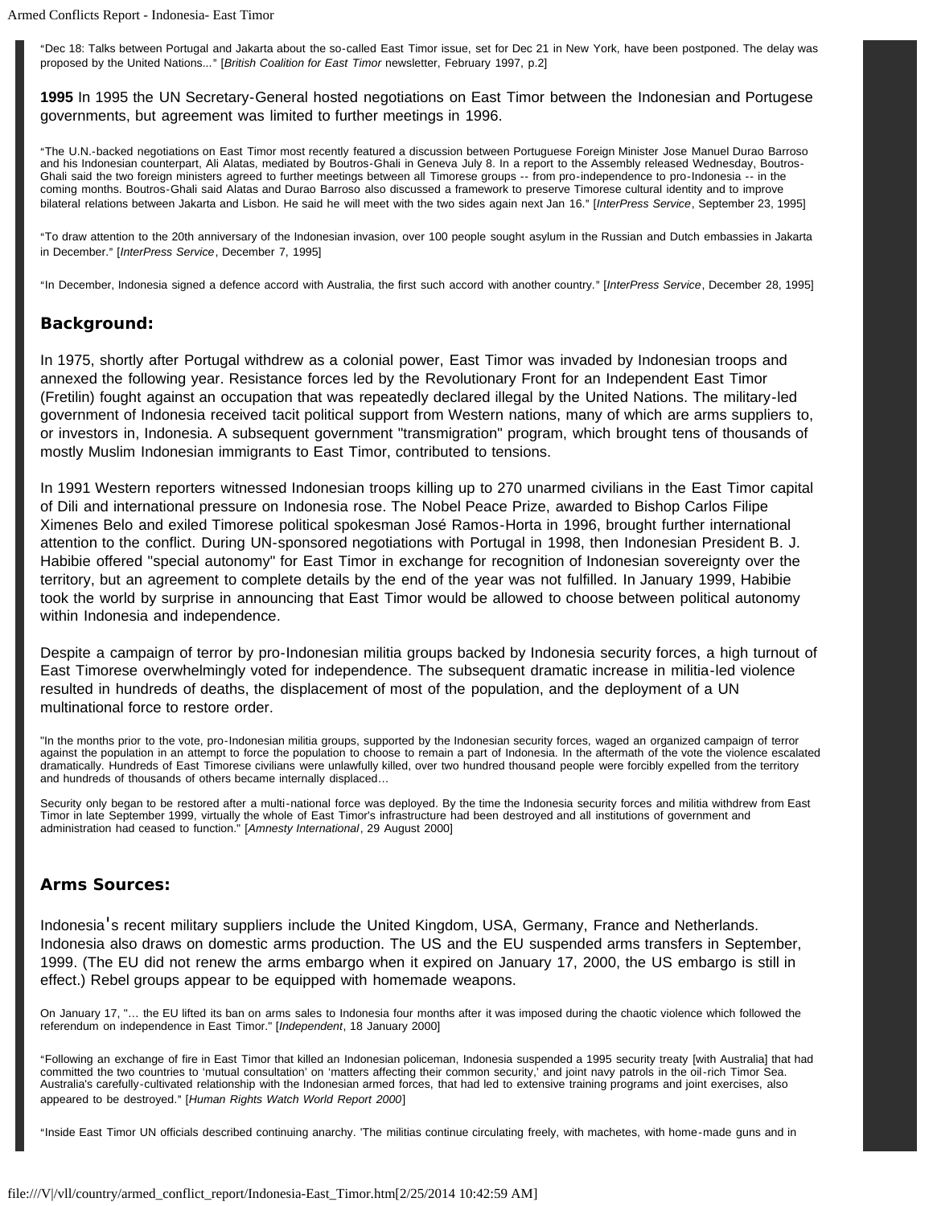"Dec 18: Talks between Portugal and Jakarta about the so-called East Timor issue, set for Dec 21 in New York, have been postponed. The delay was proposed by the United Nations..." [*British Coalition for East Timor* newsletter, February 1997, p.2]

**1995** In 1995 the UN Secretary-General hosted negotiations on East Timor between the Indonesian and Portugese governments, but agreement was limited to further meetings in 1996.

"The U.N.-backed negotiations on East Timor most recently featured a discussion between Portuguese Foreign Minister Jose Manuel Durao Barroso and his Indonesian counterpart, Ali Alatas, mediated by Boutros-Ghali in Geneva July 8. In a report to the Assembly released Wednesday, Boutros-Ghali said the two foreign ministers agreed to further meetings between all Timorese groups -- from pro-independence to pro-Indonesia -- in the coming months. Boutros-Ghali said Alatas and Durao Barroso also discussed a framework to preserve Timorese cultural identity and to improve bilateral relations between Jakarta and Lisbon. He said he will meet with the two sides again next Jan 16." [*InterPress Service*, September 23, 1995]

"To draw attention to the 20th anniversary of the Indonesian invasion, over 100 people sought asylum in the Russian and Dutch embassies in Jakarta in December." [*InterPress Service*, December 7, 1995]

"In December, Indonesia signed a defence accord with Australia, the first such accord with another country." [*InterPress Service*, December 28, 1995]

## Background:

In 1975, shortly after Portugal withdrew as a colonial power, East Timor was invaded by Indonesian troops and annexed the following year. Resistance forces led by the Revolutionary Front for an Independent East Timor (Fretilin) fought against an occupation that was repeatedly declared illegal by the United Nations. The military-led government of Indonesia received tacit political support from Western nations, many of which are arms suppliers to, or investors in, Indonesia. A subsequent government "transmigration" program, which brought tens of thousands of mostly Muslim Indonesian immigrants to East Timor, contributed to tensions.

In 1991 Western reporters witnessed Indonesian troops killing up to 270 unarmed civilians in the East Timor capital of Dili and international pressure on Indonesia rose. The Nobel Peace Prize, awarded to Bishop Carlos Filipe Ximenes Belo and exiled Timorese political spokesman José Ramos-Horta in 1996, brought further international attention to the conflict. During UN-sponsored negotiations with Portugal in 1998, then Indonesian President B. J. Habibie offered "special autonomy" for East Timor in exchange for recognition of Indonesian sovereignty over the territory, but an agreement to complete details by the end of the year was not fulfilled. In January 1999, Habibie took the world by surprise in announcing that East Timor would be allowed to choose between political autonomy within Indonesia and independence.

Despite a campaign of terror by pro-Indonesian militia groups backed by Indonesia security forces, a high turnout of East Timorese overwhelmingly voted for independence. The subsequent dramatic increase in militia-led violence resulted in hundreds of deaths, the displacement of most of the population, and the deployment of a UN multinational force to restore order.

"In the months prior to the vote, pro-Indonesian militia groups, supported by the Indonesian security forces, waged an organized campaign of terror against the population in an attempt to force the population to choose to remain a part of Indonesia. In the aftermath of the vote the violence escalated dramatically. Hundreds of East Timorese civilians were unlawfully killed, over two hundred thousand people were forcibly expelled from the territory and hundreds of thousands of others became internally displaced...

Security only began to be restored after a multi-national force was deployed. By the time the Indonesia security forces and militia withdrew from East Timor in late September 1999, virtually the whole of East Timor's infrastructure had been destroyed and all institutions of government and administration had ceased to function." [*Amnesty International*, 29 August 2000]

## Arms Sources:

Indonesia's recent military suppliers include the United Kingdom, USA, Germany, France and Netherlands. Indonesia also draws on domestic arms production. The US and the EU suspended arms transfers in September, 1999. (The EU did not renew the arms embargo when it expired on January 17, 2000, the US embargo is still in effect.) Rebel groups appear to be equipped with homemade weapons.

On January 17, "... the EU lifted its ban on arms sales to Indonesia four months after it was imposed during the chaotic violence which followed the referendum on independence in East Timor." [*Independent*, 18 January 2000]

"Following an exchange of fire in East Timor that killed an Indonesian policeman, Indonesia suspended a 1995 security treaty [with Australia] that had committed the two countries to 'mutual consultation' on 'matters affecting their common security,' and joint navy patrols in the oil-rich Timor Sea. Australia's carefully-cultivated relationship with the Indonesian armed forces, that had led to extensive training programs and joint exercises, also appeared to be destroyed." [*Human Rights Watch World Report 2000*]

"Inside East Timor UN officials described continuing anarchy. 'The militias continue circulating freely, with machetes, with home-made guns and in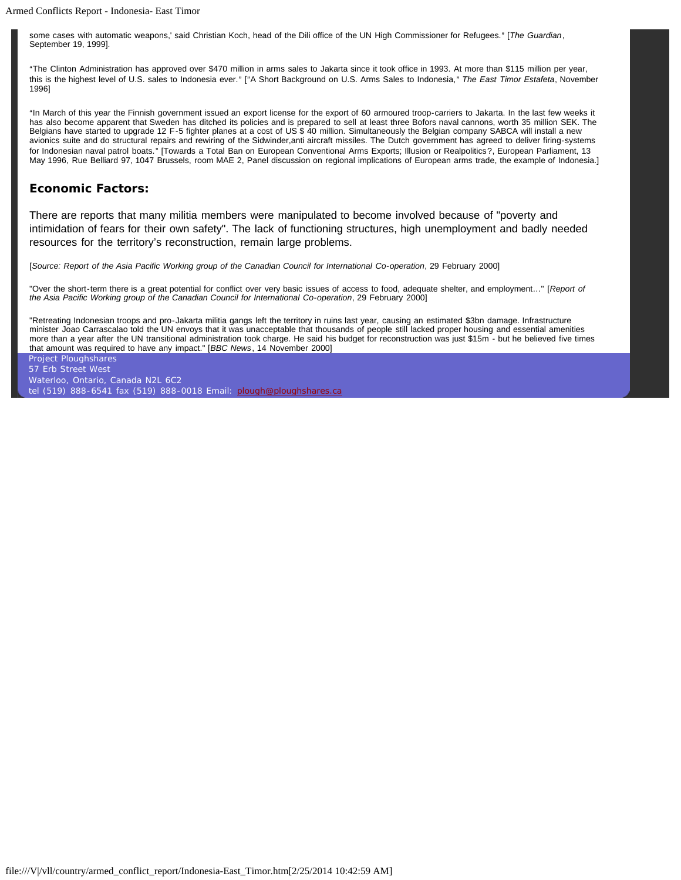some cases with automatic weapons,' said Christian Koch, head of the Dili office of the UN High Commissioner for Refugees." [*The Guardian*, September 19, 1999].

"The Clinton Administration has approved over $470 million in arms sales to Jakarta since it took office in 1993. At more than $115 million per year, this is the highest level of U.S. sales to Indonesia ever." ["A Short Background on U.S. Arms Sales to Indonesia," *The East Timor Estafeta*, November 1996]

"In March of this year the Finnish government issued an export license for the export of 60 armoured troop-carriers to Jakarta. In the last few weeks it has also become apparent that Sweden has ditched its policies and is prepared to sell at least three Bofors naval cannons, worth 35 million SEK. The Belgians have started to upgrade 12 F-5 fighter planes at a cost of US $ 40 million. Simultaneously the Belgian company SABCA will install a new avionics suite and do structural repairs and rewiring of the Sidwinder,anti aircraft missiles. The Dutch government has agreed to deliver firing-systems for Indonesian naval patrol boats." [Towards a Total Ban on European Conventional Arms Exports; Illusion or Realpolitics?, European Parliament, 13 May 1996, Rue Belliard 97, 1047 Brussels, room MAE 2, Panel discussion on regional implications of European arms trade, the example of Indonesia.]

## Economic Factors:

There are reports that many militia members were manipulated to become involved because of "poverty and intimidation of fears for their own safety". The lack of functioning structures, high unemployment and badly needed resources for the territory's reconstruction, remain large problems.

[*Source: Report of the Asia Pacific Working group of the Canadian Council for International Co-operation*, 29 February 2000]

"Over the short-term there is a great potential for conflict over very basic issues of access to food, adequate shelter, and employment…" [*Report of the Asia Pacific Working group of the Canadian Council for International Co-operation*, 29 February 2000]

"Retreating Indonesian troops and pro-Jakarta militia gangs left the territory in ruins last year, causing an estimated $3bn damage. Infrastructure minister Joao Carrascalao told the UN envoys that it was unacceptable that thousands of people still lacked proper housing and essential amenities more than a year after the UN transitional administration took charge. He said his budget for reconstruction was just $15m - but he believed five times that amount was required to have any impact." [*BBC News*, 14 November 2000]

Project Ploughshares
57 Erb Street West
Waterloo, Ontario, Canada N2L 6C2
tel (519) 888-6541 fax (519) 888-0018 Email: plough@ploughshares.ca